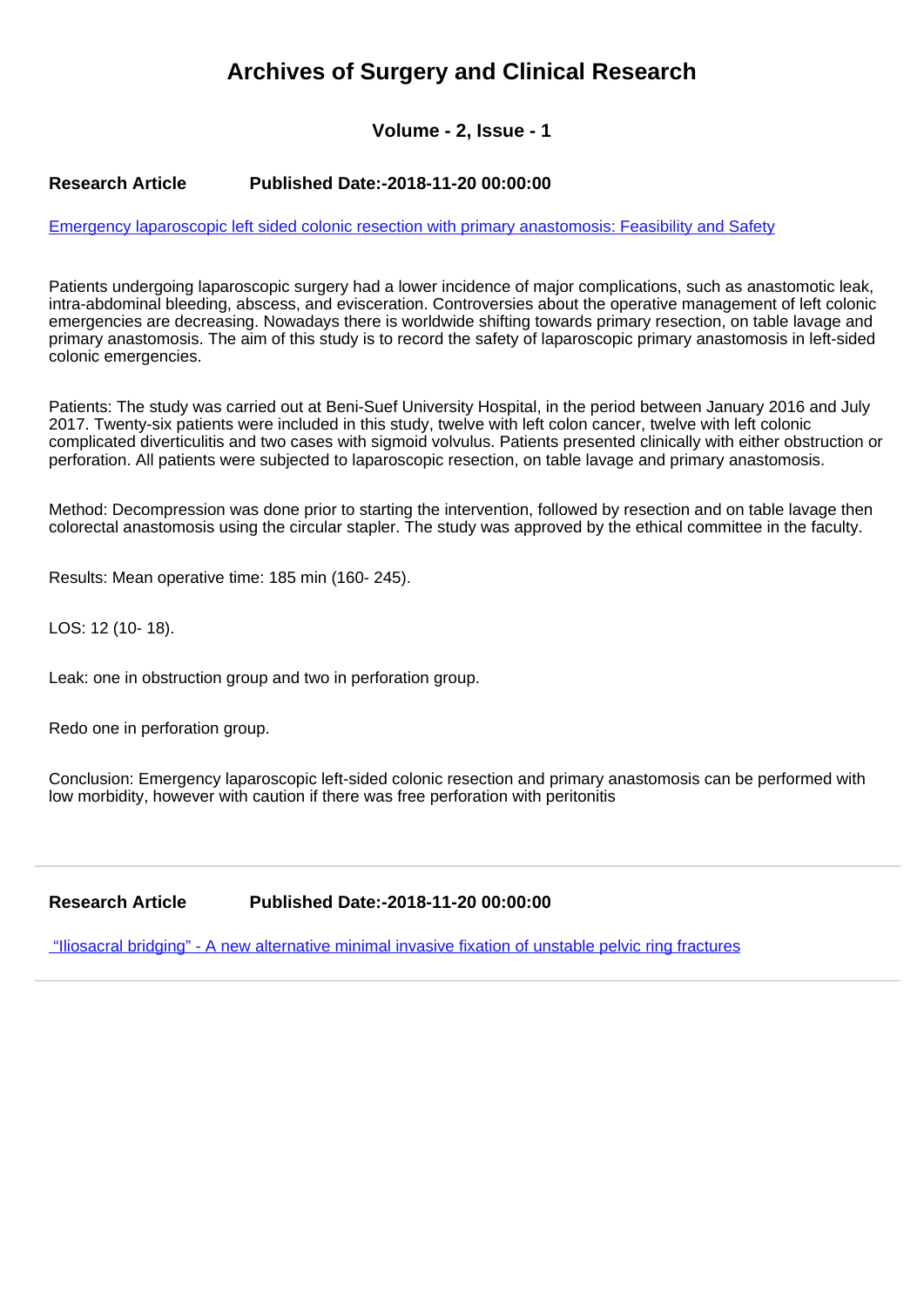# Archives of Surgery and Clinical Research

### Volume - 2, Issue - 1

**Research Article** **Published Date:-2018-11-20 00:00:00**

[Emergency laparoscopic left sided colonic resection with primary anastomosis: Feasibility and Safety]

Patients undergoing laparoscopic surgery had a lower incidence of major complications, such as anastomotic leak, intra-abdominal bleeding, abscess, and evisceration. Controversies about the operative management of left colonic emergencies are decreasing. Nowadays there is worldwide shifting towards primary resection, on table lavage and primary anastomosis. The aim of this study is to record the safety of laparoscopic primary anastomosis in left-sided colonic emergencies.

Patients: The study was carried out at Beni-Suef University Hospital, in the period between January 2016 and July 2017. Twenty-six patients were included in this study, twelve with left colon cancer, twelve with left colonic complicated diverticulitis and two cases with sigmoid volvulus. Patients presented clinically with either obstruction or perforation. All patients were subjected to laparoscopic resection, on table lavage and primary anastomosis.

Method: Decompression was done prior to starting the intervention, followed by resection and on table lavage then colorectal anastomosis using the circular stapler. The study was approved by the ethical committee in the faculty.

Results: Mean operative time: 185 min (160- 245).

LOS: 12 (10- 18).

Leak: one in obstruction group and two in perforation group.

Redo one in perforation group.

Conclusion: Emergency laparoscopic left-sided colonic resection and primary anastomosis can be performed with low morbidity, however with caution if there was free perforation with peritonitis

---

**Research Article** **Published Date:-2018-11-20 00:00:00**

[“Iliosacral bridging” - A new alternative minimal invasive fixation of unstable pelvic ring fractures]

---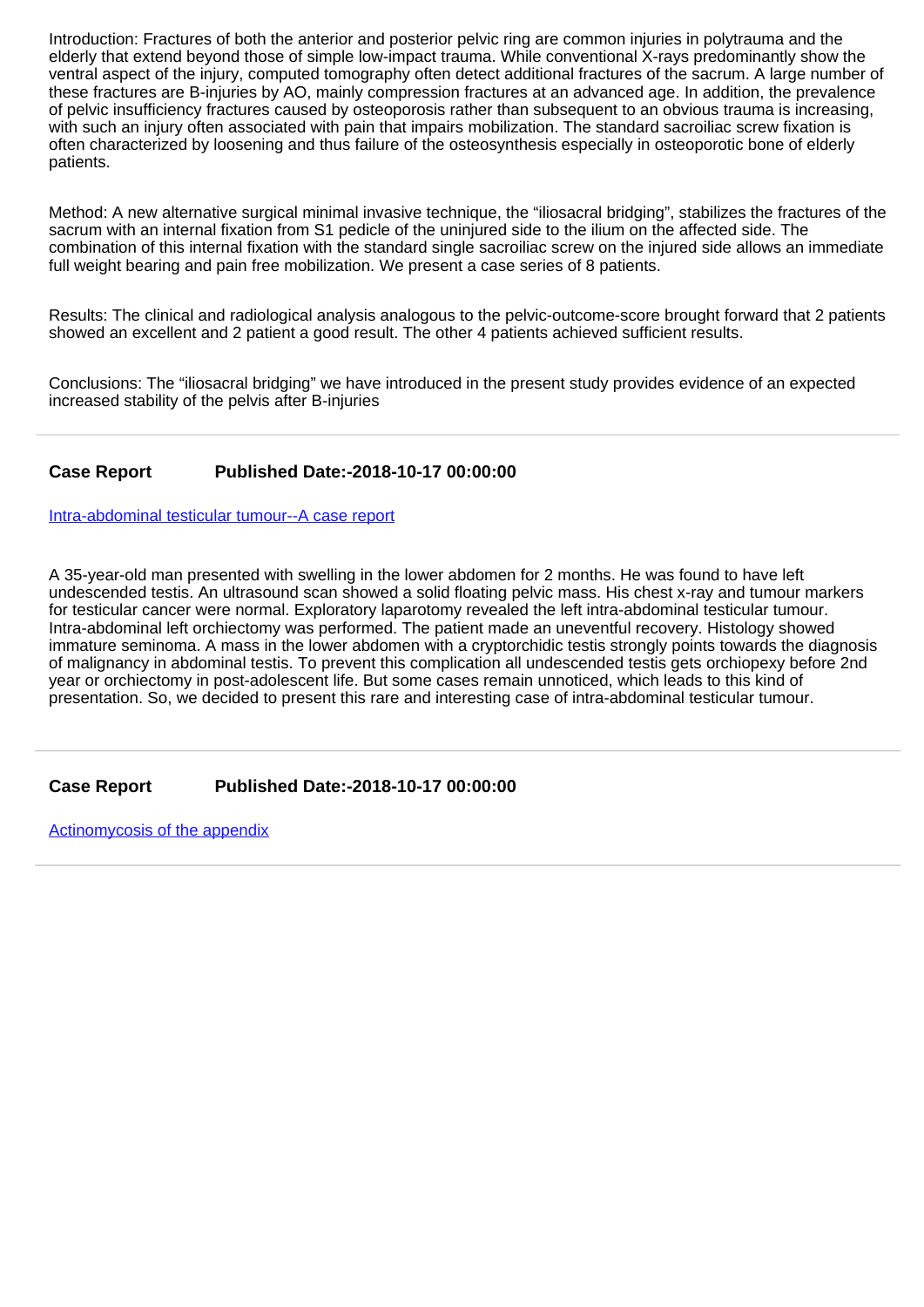Introduction: Fractures of both the anterior and posterior pelvic ring are common injuries in polytrauma and the elderly that extend beyond those of simple low-impact trauma. While conventional X-rays predominantly show the ventral aspect of the injury, computed tomography often detect additional fractures of the sacrum. A large number of these fractures are B-injuries by AO, mainly compression fractures at an advanced age. In addition, the prevalence of pelvic insufficiency fractures caused by osteoporosis rather than subsequent to an obvious trauma is increasing, with such an injury often associated with pain that impairs mobilization. The standard sacroiliac screw fixation is often characterized by loosening and thus failure of the osteosynthesis especially in osteoporotic bone of elderly patients.

Method: A new alternative surgical minimal invasive technique, the "iliosacral bridging", stabilizes the fractures of the sacrum with an internal fixation from S1 pedicle of the uninjured side to the ilium on the affected side. The combination of this internal fixation with the standard single sacroiliac screw on the injured side allows an immediate full weight bearing and pain free mobilization. We present a case series of 8 patients.

Results: The clinical and radiological analysis analogous to the pelvic-outcome-score brought forward that 2 patients showed an excellent and 2 patient a good result. The other 4 patients achieved sufficient results.

Conclusions: The "iliosacral bridging" we have introduced in the present study provides evidence of an expected increased stability of the pelvis after B-injuries

---

**Case Report** **Published Date:-2018-10-17 00:00:00**

Intra-abdominal testicular tumour--A case report

A 35-year-old man presented with swelling in the lower abdomen for 2 months. He was found to have left undescended testis. An ultrasound scan showed a solid floating pelvic mass. His chest x-ray and tumour markers for testicular cancer were normal. Exploratory laparotomy revealed the left intra-abdominal testicular tumour. Intra-abdominal left orchiectomy was performed. The patient made an uneventful recovery. Histology showed immature seminoma. A mass in the lower abdomen with a cryptorchidic testis strongly points towards the diagnosis of malignancy in abdominal testis. To prevent this complication all undescended testis gets orchiopexy before 2nd year or orchiectomy in post-adolescent life. But some cases remain unnoticed, which leads to this kind of presentation. So, we decided to present this rare and interesting case of intra-abdominal testicular tumour.

---

**Case Report** **Published Date:-2018-10-17 00:00:00**

Actinomycosis of the appendix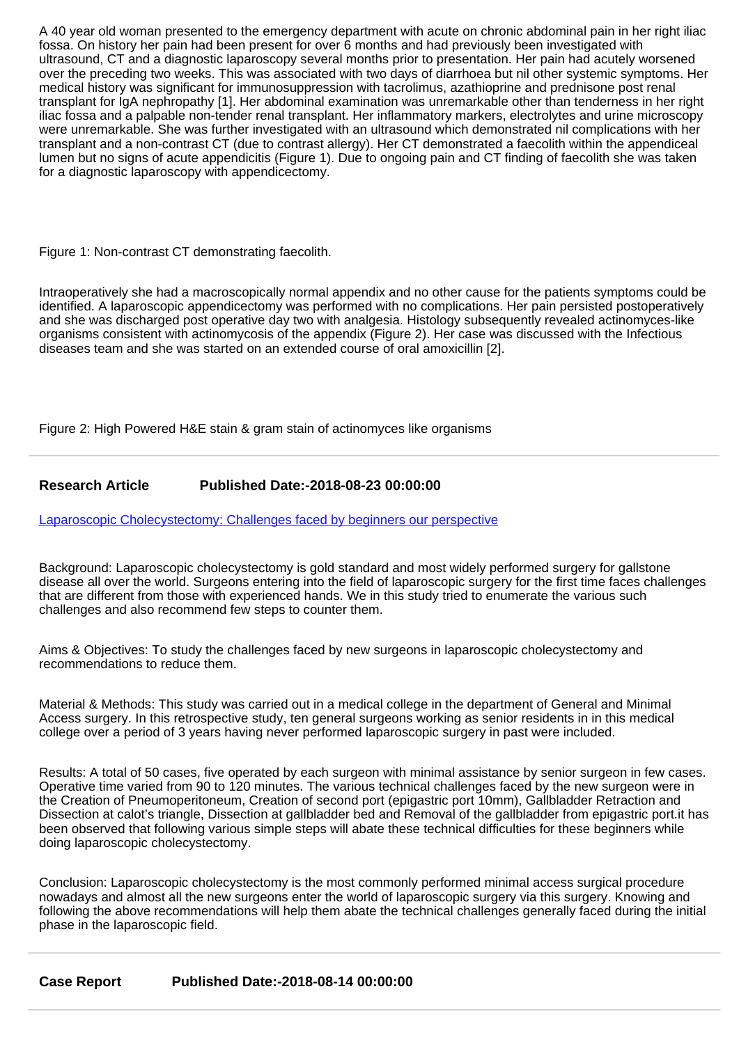A 40 year old woman presented to the emergency department with acute on chronic abdominal pain in her right iliac fossa. On history her pain had been present for over 6 months and had previously been investigated with ultrasound, CT and a diagnostic laparoscopy several months prior to presentation. Her pain had acutely worsened over the preceding two weeks. This was associated with two days of diarrhoea but nil other systemic symptoms. Her medical history was significant for immunosuppression with tacrolimus, azathioprine and prednisone post renal transplant for IgA nephropathy [1]. Her abdominal examination was unremarkable other than tenderness in her right iliac fossa and a palpable non-tender renal transplant. Her inflammatory markers, electrolytes and urine microscopy were unremarkable. She was further investigated with an ultrasound which demonstrated nil complications with her transplant and a non-contrast CT (due to contrast allergy). Her CT demonstrated a faecolith within the appendiceal lumen but no signs of acute appendicitis (Figure 1). Due to ongoing pain and CT finding of faecolith she was taken for a diagnostic laparoscopy with appendicectomy.

Figure 1: Non-contrast CT demonstrating faecolith.

Intraoperatively she had a macroscopically normal appendix and no other cause for the patients symptoms could be identified. A laparoscopic appendicectomy was performed with no complications. Her pain persisted postoperatively and she was discharged post operative day two with analgesia. Histology subsequently revealed actinomyces-like organisms consistent with actinomycosis of the appendix (Figure 2). Her case was discussed with the Infectious diseases team and she was started on an extended course of oral amoxicillin [2].

Figure 2: High Powered H&E stain & gram stain of actinomyces like organisms

---

**Research Article** **Published Date:-2018-08-23 00:00:00**

Laparoscopic Cholecystectomy: Challenges faced by beginners our perspective

Background: Laparoscopic cholecystectomy is gold standard and most widely performed surgery for gallstone disease all over the world. Surgeons entering into the field of laparoscopic surgery for the first time faces challenges that are different from those with experienced hands. We in this study tried to enumerate the various such challenges and also recommend few steps to counter them.

Aims & Objectives: To study the challenges faced by new surgeons in laparoscopic cholecystectomy and recommendations to reduce them.

Material & Methods: This study was carried out in a medical college in the department of General and Minimal Access surgery. In this retrospective study, ten general surgeons working as senior residents in in this medical college over a period of 3 years having never performed laparoscopic surgery in past were included.

Results: A total of 50 cases, five operated by each surgeon with minimal assistance by senior surgeon in few cases. Operative time varied from 90 to 120 minutes. The various technical challenges faced by the new surgeon were in the Creation of Pneumoperitoneum, Creation of second port (epigastric port 10mm), Gallbladder Retraction and Dissection at calot's triangle, Dissection at gallbladder bed and Removal of the gallbladder from epigastric port.it has been observed that following various simple steps will abate these technical difficulties for these beginners while doing laparoscopic cholecystectomy.

Conclusion: Laparoscopic cholecystectomy is the most commonly performed minimal access surgical procedure nowadays and almost all the new surgeons enter the world of laparoscopic surgery via this surgery. Knowing and following the above recommendations will help them abate the technical challenges generally faced during the initial phase in the laparoscopic field.

---

**Case Report** **Published Date:-2018-08-14 00:00:00**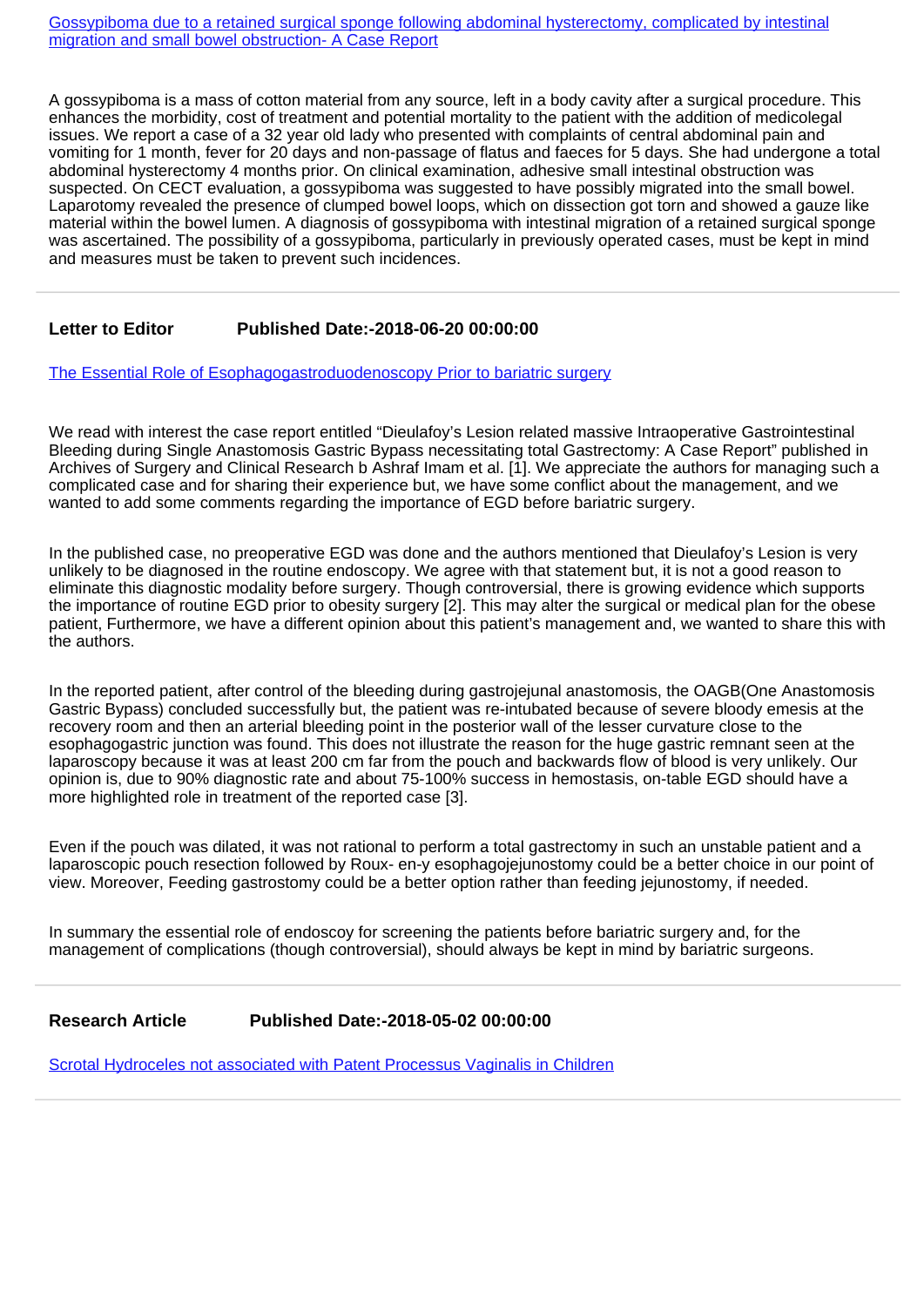[Gossypiboma due to a retained surgical sponge following abdominal hysterectomy, complicated by intestinal migration and small bowel obstruction- A Case Report]

A gossypiboma is a mass of cotton material from any source, left in a body cavity after a surgical procedure. This enhances the morbidity, cost of treatment and potential mortality to the patient with the addition of medicolegal issues. We report a case of a 32 year old lady who presented with complaints of central abdominal pain and vomiting for 1 month, fever for 20 days and non-passage of flatus and faeces for 5 days. She had undergone a total abdominal hysterectomy 4 months prior. On clinical examination, adhesive small intestinal obstruction was suspected. On CECT evaluation, a gossypiboma was suggested to have possibly migrated into the small bowel. Laparotomy revealed the presence of clumped bowel loops, which on dissection got torn and showed a gauze like material within the bowel lumen. A diagnosis of gossypiboma with intestinal migration of a retained surgical sponge was ascertained. The possibility of a gossypiboma, particularly in previously operated cases, must be kept in mind and measures must be taken to prevent such incidences.

---

**Letter to Editor** **Published Date:-2018-06-20 00:00:00**

[The Essential Role of Esophagogastroduodenoscopy Prior to bariatric surgery]

We read with interest the case report entitled “Dieulafoy’s Lesion related massive Intraoperative Gastrointestinal Bleeding during Single Anastomosis Gastric Bypass necessitating total Gastrectomy: A Case Report” published in Archives of Surgery and Clinical Research b Ashraf Imam et al. [1]. We appreciate the authors for managing such a complicated case and for sharing their experience but, we have some conflict about the management, and we wanted to add some comments regarding the importance of EGD before bariatric surgery.

In the published case, no preoperative EGD was done and the authors mentioned that Dieulafoy’s Lesion is very unlikely to be diagnosed in the routine endoscopy. We agree with that statement but, it is not a good reason to eliminate this diagnostic modality before surgery. Though controversial, there is growing evidence which supports the importance of routine EGD prior to obesity surgery [2]. This may alter the surgical or medical plan for the obese patient, Furthermore, we have a different opinion about this patient’s management and, we wanted to share this with the authors.

In the reported patient, after control of the bleeding during gastrojejunal anastomosis, the OAGB(One Anastomosis Gastric Bypass) concluded successfully but, the patient was re-intubated because of severe bloody emesis at the recovery room and then an arterial bleeding point in the posterior wall of the lesser curvature close to the esophagogastric junction was found. This does not illustrate the reason for the huge gastric remnant seen at the laparoscopy because it was at least 200 cm far from the pouch and backwards flow of blood is very unlikely. Our opinion is, due to 90% diagnostic rate and about 75-100% success in hemostasis, on-table EGD should have a more highlighted role in treatment of the reported case [3].

Even if the pouch was dilated, it was not rational to perform a total gastrectomy in such an unstable patient and a laparoscopic pouch resection followed by Roux- en-y esophagojejunostomy could be a better choice in our point of view. Moreover, Feeding gastrostomy could be a better option rather than feeding jejunostomy, if needed.

In summary the essential role of endoscoy for screening the patients before bariatric surgery and, for the management of complications (though controversial), should always be kept in mind by bariatric surgeons.

---

**Research Article** **Published Date:-2018-05-02 00:00:00**

[Scrotal Hydroceles not associated with Patent Processus Vaginalis in Children]

---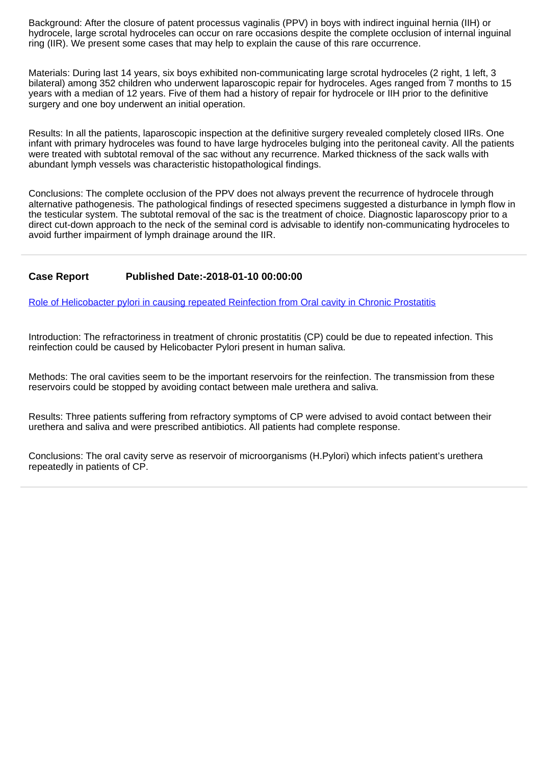Background: After the closure of patent processus vaginalis (PPV) in boys with indirect inguinal hernia (IIH) or hydrocele, large scrotal hydroceles can occur on rare occasions despite the complete occlusion of internal inguinal ring (IIR). We present some cases that may help to explain the cause of this rare occurrence.

Materials: During last 14 years, six boys exhibited non-communicating large scrotal hydroceles (2 right, 1 left, 3 bilateral) among 352 children who underwent laparoscopic repair for hydroceles. Ages ranged from 7 months to 15 years with a median of 12 years. Five of them had a history of repair for hydrocele or IIH prior to the definitive surgery and one boy underwent an initial operation.

Results: In all the patients, laparoscopic inspection at the definitive surgery revealed completely closed IIRs. One infant with primary hydroceles was found to have large hydroceles bulging into the peritoneal cavity. All the patients were treated with subtotal removal of the sac without any recurrence. Marked thickness of the sack walls with abundant lymph vessels was characteristic histopathological findings.

Conclusions: The complete occlusion of the PPV does not always prevent the recurrence of hydrocele through alternative pathogenesis. The pathological findings of resected specimens suggested a disturbance in lymph flow in the testicular system. The subtotal removal of the sac is the treatment of choice. Diagnostic laparoscopy prior to a direct cut-down approach to the neck of the seminal cord is advisable to identify non-communicating hydroceles to avoid further impairment of lymph drainage around the IIR.

---

**Case Report** **Published Date:-2018-01-10 00:00:00**

Role of Helicobacter pylori in causing repeated Reinfection from Oral cavity in Chronic Prostatitis

Introduction: The refractoriness in treatment of chronic prostatitis (CP) could be due to repeated infection. This reinfection could be caused by Helicobacter Pylori present in human saliva.

Methods: The oral cavities seem to be the important reservoirs for the reinfection. The transmission from these reservoirs could be stopped by avoiding contact between male urethera and saliva.

Results: Three patients suffering from refractory symptoms of CP were advised to avoid contact between their urethera and saliva and were prescribed antibiotics. All patients had complete response.

Conclusions: The oral cavity serve as reservoir of microorganisms (H.Pylori) which infects patient's urethera repeatedly in patients of CP.